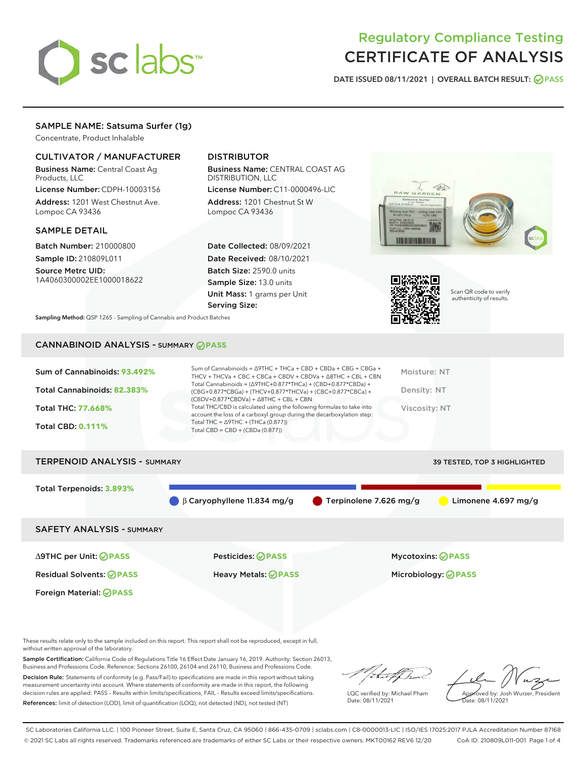# Regulatory Compliance Testing
# CERTIFICATE OF ANALYSIS

DATE ISSUED 08/11/2021 | OVERALL BATCH RESULT: PASS

## SAMPLE NAME: Satsuma Surfer (1g)

Concentrate, Product Inhalable

### CULTIVATOR / MANUFACTURER

**Business Name:** Central Coast Ag Products, LLC

**License Number:** CDPH-10003156

**Address:** 1201 West Chestnut Ave. Lompoc CA 93436

### DISTRIBUTOR

**Business Name:** CENTRAL COAST AG DISTRIBUTION, LLC

**License Number:** C11-0000496-LIC

**Address:** 1201 Chestnut St W Lompoc CA 93436

### SAMPLE DETAIL

**Batch Number:** 210000800

**Sample ID:** 210809L011

**Source Metrc UID:** 1A4060300002EE1000018622

**Date Collected:** 08/09/2021

**Date Received:** 08/10/2021

**Batch Size:** 2590.0 units

**Sample Size:** 13.0 units

**Unit Mass:** 1 grams per Unit

**Serving Size:**

Scan QR code to verify authenticity of results.

**Sampling Method:** QSP 1265 - Sampling of Cannabis and Product Batches

## CANNABINOID ANALYSIS - SUMMARY PASS

**Sum of Cannabinoids:** 93.492%

**Total Cannabinoids:** 82.383%

**Total THC:** 77.668%

**Total CBD:** 0.111%

Sum of Cannabinoids = Δ9THC + THCa + CBD + CBDa + CBG + CBGa + THCV + THCVa + CBC + CBCa + CBDV + CBDVa + Δ8THC + CBL + CBN

Total Cannabinoids = (Δ9THC+0.877*THCa) + (CBD+0.877*CBDa) + (CBG+0.877*CBGa) + (THCV+0.877*THCVa) + (CBC+0.877*CBCa) + (CBDV+0.877*CBDVa) + Δ8THC + CBL + CBN

Total THC/CBD is calculated using the following formulas to take into account the loss of a carboxyl group during the decarboxylation step:

Total THC = Δ9THC + (THCa (0.877))

Total CBD = CBD + (CBDa (0.877))

Moisture: NT

Density: NT

Viscosity: NT

## TERPENOID ANALYSIS - SUMMARY

39 TESTED, TOP 3 HIGHLIGHTED

**Total Terpenoids:** 3.893%

β Caryophyllene 11.834 mg/g | Terpinolene 7.626 mg/g | Limonene 4.697 mg/g

## SAFETY ANALYSIS - SUMMARY

| | | |
|---|---|---|
| Δ9THC per Unit: PASS | Pesticides: PASS | Mycotoxins: PASS |
| Residual Solvents: PASS | Heavy Metals: PASS | Microbiology: PASS |
| Foreign Material: PASS | | |

These results relate only to the sample included on this report. This report shall not be reproduced, except in full, without written approval of the laboratory.

**Sample Certification:** California Code of Regulations Title 16 Effect Date January 16, 2019. Authority: Section 26013, Business and Professions Code. Reference: Sections 26100, 26104 and 26110, Business and Professions Code.

**Decision Rule:** Statements of conformity (e.g. Pass/Fail) to specifications are made in this report without taking measurement uncertainty into account. Where statements of conformity are made in this report, the following decision rules are applied: PASS – Results within limits/specifications, FAIL – Results exceed limits/specifications.

**References:** limit of detection (LOD), limit of quantification (LOQ), not detected (ND), not tested (NT)

LQC verified by: Michael Pham
Date: 08/11/2021

Approved by: Josh Wurzer, President
Date: 08/11/2021

SC Laboratories California LLC. | 100 Pioneer Street, Suite E, Santa Cruz, CA 95060 | 866-435-0709 | sclabs.com | C8-0000013-LIC | ISO/IES 17025:2017 PJLA Accreditation Number 87168
© 2021 SC Labs all rights reserved. Trademarks referenced are trademarks of either SC Labs or their respective owners. MKT00162 REV6 12/20 CoA ID: 210809L011-001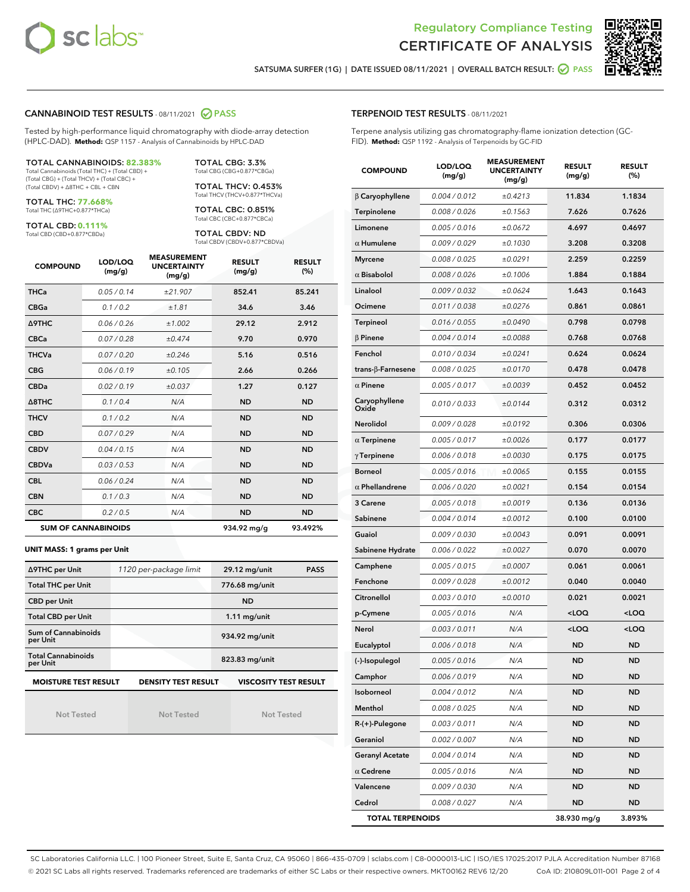Regulatory Compliance Testing
# CERTIFICATE OF ANALYSIS

SATSUMA SURFER (1G) | DATE ISSUED 08/11/2021 | OVERALL BATCH RESULT: PASS

## CANNABINOID TEST RESULTS - 08/11/2021 PASS

Tested by high-performance liquid chromatography with diode-array detection (HPLC-DAD). **Method:** QSP 1157 - Analysis of Cannabinoids by HPLC-DAD

**TOTAL CANNABINOIDS: 82.383%**
Total Cannabinoids (Total THC) + (Total CBD) + (Total CBG) + (Total THCV) + (Total CBC) + (Total CBDV) + Δ8THC + CBL + CBN

**TOTAL THC: 77.668%**
Total THC (Δ9THC+0.877*THCa)

**TOTAL CBD: 0.111%**
Total CBD (CBD+0.877*CBDa)

**TOTAL CBG: 3.3%**
Total CBG (CBG+0.877*CBGa)

**TOTAL THCV: 0.453%**
Total THCV (THCV+0.877*THCVa)

**TOTAL CBC: 0.851%**
Total CBC (CBC+0.877*CBCa)

**TOTAL CBDV: ND**
Total CBDV (CBDV+0.877*CBDVa)

| COMPOUND | LOD/LOQ (mg/g) | MEASUREMENT UNCERTAINTY (mg/g) | RESULT (mg/g) | RESULT (%) |
|---|---|---|---|---|
| THCa | 0.05 / 0.14 | ±21.907 | 852.41 | 85.241 |
| CBGa | 0.1 / 0.2 | ±1.81 | 34.6 | 3.46 |
| Δ9THC | 0.06 / 0.26 | ±1.002 | 29.12 | 2.912 |
| CBCa | 0.07 / 0.28 | ±0.474 | 9.70 | 0.970 |
| THCVa | 0.07 / 0.20 | ±0.246 | 5.16 | 0.516 |
| CBG | 0.06 / 0.19 | ±0.105 | 2.66 | 0.266 |
| CBDa | 0.02 / 0.19 | ±0.037 | 1.27 | 0.127 |
| Δ8THC | 0.1 / 0.4 | N/A | ND | ND |
| THCV | 0.1 / 0.2 | N/A | ND | ND |
| CBD | 0.07 / 0.29 | N/A | ND | ND |
| CBDV | 0.04 / 0.15 | N/A | ND | ND |
| CBDVa | 0.03 / 0.53 | N/A | ND | ND |
| CBL | 0.06 / 0.24 | N/A | ND | ND |
| CBN | 0.1 / 0.3 | N/A | ND | ND |
| CBC | 0.2 / 0.5 | N/A | ND | ND |
| **SUM OF CANNABINOIDS** | | | 934.92 mg/g | 93.492% |

**UNIT MASS: 1 grams per Unit**

| | | | |
|---|---|---|---|
| Δ9THC per Unit | 1120 per-package limit | 29.12 mg/unit | PASS |
| Total THC per Unit | | 776.68 mg/unit | |
| CBD per Unit | | ND | |
| Total CBD per Unit | | 1.11 mg/unit | |
| Sum of Cannabinoids per Unit | | 934.92 mg/unit | |
| Total Cannabinoids per Unit | | 823.83 mg/unit | |

| MOISTURE TEST RESULT | DENSITY TEST RESULT | VISCOSITY TEST RESULT |
|---|---|---|
| Not Tested | Not Tested | Not Tested |

## TERPENOID TEST RESULTS - 08/11/2021

Terpene analysis utilizing gas chromatography-flame ionization detection (GC-FID). **Method:** QSP 1192 - Analysis of Terpenoids by GC-FID

| COMPOUND | LOD/LOQ (mg/g) | MEASUREMENT UNCERTAINTY (mg/g) | RESULT (mg/g) | RESULT (%) |
|---|---|---|---|---|
| β Caryophyllene | 0.004 / 0.012 | ±0.4213 | 11.834 | 1.1834 |
| Terpinolene | 0.008 / 0.026 | ±0.1563 | 7.626 | 0.7626 |
| Limonene | 0.005 / 0.016 | ±0.0672 | 4.697 | 0.4697 |
| α Humulene | 0.009 / 0.029 | ±0.1030 | 3.208 | 0.3208 |
| Myrcene | 0.008 / 0.025 | ±0.0291 | 2.259 | 0.2259 |
| α Bisabolol | 0.008 / 0.026 | ±0.1006 | 1.884 | 0.1884 |
| Linalool | 0.009 / 0.032 | ±0.0624 | 1.643 | 0.1643 |
| Ocimene | 0.011 / 0.038 | ±0.0276 | 0.861 | 0.0861 |
| Terpineol | 0.016 / 0.055 | ±0.0490 | 0.798 | 0.0798 |
| β Pinene | 0.004 / 0.014 | ±0.0088 | 0.768 | 0.0768 |
| Fenchol | 0.010 / 0.034 | ±0.0241 | 0.624 | 0.0624 |
| trans-β-Farnesene | 0.008 / 0.025 | ±0.0170 | 0.478 | 0.0478 |
| α Pinene | 0.005 / 0.017 | ±0.0039 | 0.452 | 0.0452 |
| Caryophyllene Oxide | 0.010 / 0.033 | ±0.0144 | 0.312 | 0.0312 |
| Nerolidol | 0.009 / 0.028 | ±0.0192 | 0.306 | 0.0306 |
| α Terpinene | 0.005 / 0.017 | ±0.0026 | 0.177 | 0.0177 |
| γ Terpinene | 0.006 / 0.018 | ±0.0030 | 0.175 | 0.0175 |
| Borneol | 0.005 / 0.016 | ±0.0065 | 0.155 | 0.0155 |
| α Phellandrene | 0.006 / 0.020 | ±0.0021 | 0.154 | 0.0154 |
| 3 Carene | 0.005 / 0.018 | ±0.0019 | 0.136 | 0.0136 |
| Sabinene | 0.004 / 0.014 | ±0.0012 | 0.100 | 0.0100 |
| Guaiol | 0.009 / 0.030 | ±0.0043 | 0.091 | 0.0091 |
| Sabinene Hydrate | 0.006 / 0.022 | ±0.0027 | 0.070 | 0.0070 |
| Camphene | 0.005 / 0.015 | ±0.0007 | 0.061 | 0.0061 |
| Fenchone | 0.009 / 0.028 | ±0.0012 | 0.040 | 0.0040 |
| Citronellol | 0.003 / 0.010 | ±0.0010 | 0.021 | 0.0021 |
| p-Cymene | 0.005 / 0.016 | N/A | <LOQ | <LOQ |
| Nerol | 0.003 / 0.011 | N/A | <LOQ | <LOQ |
| Eucalyptol | 0.006 / 0.018 | N/A | ND | ND |
| (-)-Isopulegol | 0.005 / 0.016 | N/A | ND | ND |
| Camphor | 0.006 / 0.019 | N/A | ND | ND |
| Isoborneol | 0.004 / 0.012 | N/A | ND | ND |
| Menthol | 0.008 / 0.025 | N/A | ND | ND |
| R-(+)-Pulegone | 0.003 / 0.011 | N/A | ND | ND |
| Geraniol | 0.002 / 0.007 | N/A | ND | ND |
| Geranyl Acetate | 0.004 / 0.014 | N/A | ND | ND |
| α Cedrene | 0.005 / 0.016 | N/A | ND | ND |
| Valencene | 0.009 / 0.030 | N/A | ND | ND |
| Cedrol | 0.008 / 0.027 | N/A | ND | ND |
| **TOTAL TERPENOIDS** | | | 38.930 mg/g | 3.893% |

SC Laboratories California LLC. | 100 Pioneer Street, Suite E, Santa Cruz, CA 95060 | 866-435-0709 | sclabs.com | C8-0000013-LIC | ISO/IES 17025:2017 PJLA Accreditation Number 87168
© 2021 SC Labs all rights reserved. Trademarks referenced are trademarks of either SC Labs or their respective owners. MKT00162 REV6 12/20 CoA ID: 210809L011-001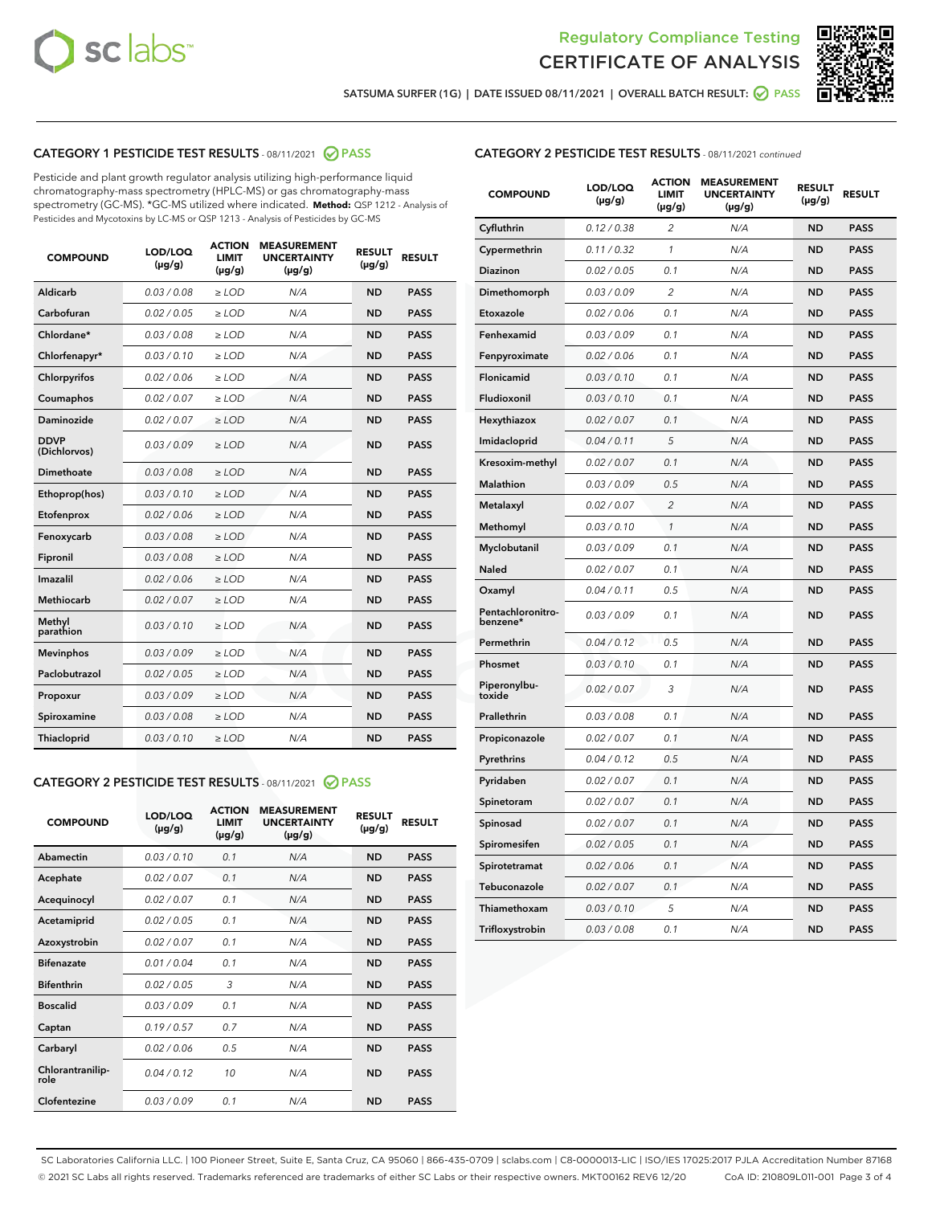# Regulatory Compliance Testing
# CERTIFICATE OF ANALYSIS

SATSUMA SURFER (1G) | DATE ISSUED 08/11/2021 | OVERALL BATCH RESULT: PASS

## CATEGORY 1 PESTICIDE TEST RESULTS - 08/11/2021 PASS

Pesticide and plant growth regulator analysis utilizing high-performance liquid chromatography-mass spectrometry (HPLC-MS) or gas chromatography-mass spectrometry (GC-MS). *GC-MS utilized where indicated. **Method:** QSP 1212 - Analysis of Pesticides and Mycotoxins by LC-MS or QSP 1213 - Analysis of Pesticides by GC-MS

| COMPOUND | LOD/LOQ (μg/g) | ACTION LIMIT (μg/g) | MEASUREMENT UNCERTAINTY (μg/g) | RESULT (μg/g) | RESULT |
|---|---|---|---|---|---|
| Aldicarb | 0.03 / 0.08 | ≥ LOD | N/A | ND | PASS |
| Carbofuran | 0.02 / 0.05 | ≥ LOD | N/A | ND | PASS |
| Chlordane* | 0.03 / 0.08 | ≥ LOD | N/A | ND | PASS |
| Chlorfenapyr* | 0.03 / 0.10 | ≥ LOD | N/A | ND | PASS |
| Chlorpyrifos | 0.02 / 0.06 | ≥ LOD | N/A | ND | PASS |
| Coumaphos | 0.02 / 0.07 | ≥ LOD | N/A | ND | PASS |
| Daminozide | 0.02 / 0.07 | ≥ LOD | N/A | ND | PASS |
| DDVP (Dichlorvos) | 0.03 / 0.09 | ≥ LOD | N/A | ND | PASS |
| Dimethoate | 0.03 / 0.08 | ≥ LOD | N/A | ND | PASS |
| Ethoprop(hos) | 0.03 / 0.10 | ≥ LOD | N/A | ND | PASS |
| Etofenprox | 0.02 / 0.06 | ≥ LOD | N/A | ND | PASS |
| Fenoxycarb | 0.03 / 0.08 | ≥ LOD | N/A | ND | PASS |
| Fipronil | 0.03 / 0.08 | ≥ LOD | N/A | ND | PASS |
| Imazalil | 0.02 / 0.06 | ≥ LOD | N/A | ND | PASS |
| Methiocarb | 0.02 / 0.07 | ≥ LOD | N/A | ND | PASS |
| Methyl parathion | 0.03 / 0.10 | ≥ LOD | N/A | ND | PASS |
| Mevinphos | 0.03 / 0.09 | ≥ LOD | N/A | ND | PASS |
| Paclobutrazol | 0.02 / 0.05 | ≥ LOD | N/A | ND | PASS |
| Propoxur | 0.03 / 0.09 | ≥ LOD | N/A | ND | PASS |
| Spiroxamine | 0.03 / 0.08 | ≥ LOD | N/A | ND | PASS |
| Thiacloprid | 0.03 / 0.10 | ≥ LOD | N/A | ND | PASS |

## CATEGORY 2 PESTICIDE TEST RESULTS - 08/11/2021 PASS

| COMPOUND | LOD/LOQ (μg/g) | ACTION LIMIT (μg/g) | MEASUREMENT UNCERTAINTY (μg/g) | RESULT (μg/g) | RESULT |
|---|---|---|---|---|---|
| Abamectin | 0.03 / 0.10 | 0.1 | N/A | ND | PASS |
| Acephate | 0.02 / 0.07 | 0.1 | N/A | ND | PASS |
| Acequinocyl | 0.02 / 0.07 | 0.1 | N/A | ND | PASS |
| Acetamiprid | 0.02 / 0.05 | 0.1 | N/A | ND | PASS |
| Azoxystrobin | 0.02 / 0.07 | 0.1 | N/A | ND | PASS |
| Bifenazate | 0.01 / 0.04 | 0.1 | N/A | ND | PASS |
| Bifenthrin | 0.02 / 0.05 | 3 | N/A | ND | PASS |
| Boscalid | 0.03 / 0.09 | 0.1 | N/A | ND | PASS |
| Captan | 0.19 / 0.57 | 0.7 | N/A | ND | PASS |
| Carbaryl | 0.02 / 0.06 | 0.5 | N/A | ND | PASS |
| Chlorantraniliprole | 0.04 / 0.12 | 10 | N/A | ND | PASS |
| Clofentezine | 0.03 / 0.09 | 0.1 | N/A | ND | PASS |
| Cyfluthrin | 0.12 / 0.38 | 2 | N/A | ND | PASS |
| Cypermethrin | 0.11 / 0.32 | 1 | N/A | ND | PASS |
| Diazinon | 0.02 / 0.05 | 0.1 | N/A | ND | PASS |
| Dimethomorph | 0.03 / 0.09 | 2 | N/A | ND | PASS |
| Etoxazole | 0.02 / 0.06 | 0.1 | N/A | ND | PASS |
| Fenhexamid | 0.03 / 0.09 | 0.1 | N/A | ND | PASS |
| Fenpyroximate | 0.02 / 0.06 | 0.1 | N/A | ND | PASS |
| Flonicamid | 0.03 / 0.10 | 0.1 | N/A | ND | PASS |
| Fludioxonil | 0.03 / 0.10 | 0.1 | N/A | ND | PASS |
| Hexythiazox | 0.02 / 0.07 | 0.1 | N/A | ND | PASS |
| Imidacloprid | 0.04 / 0.11 | 5 | N/A | ND | PASS |
| Kresoxim-methyl | 0.02 / 0.07 | 0.1 | N/A | ND | PASS |
| Malathion | 0.03 / 0.09 | 0.5 | N/A | ND | PASS |
| Metalaxyl | 0.02 / 0.07 | 2 | N/A | ND | PASS |
| Methomyl | 0.03 / 0.10 | 1 | N/A | ND | PASS |
| Myclobutanil | 0.03 / 0.09 | 0.1 | N/A | ND | PASS |
| Naled | 0.02 / 0.07 | 0.1 | N/A | ND | PASS |
| Oxamyl | 0.04 / 0.11 | 0.5 | N/A | ND | PASS |
| Pentachloronitrobenzene* | 0.03 / 0.09 | 0.1 | N/A | ND | PASS |
| Permethrin | 0.04 / 0.12 | 0.5 | N/A | ND | PASS |
| Phosmet | 0.03 / 0.10 | 0.1 | N/A | ND | PASS |
| Piperonylbutoxide | 0.02 / 0.07 | 3 | N/A | ND | PASS |
| Prallethrin | 0.03 / 0.08 | 0.1 | N/A | ND | PASS |
| Propiconazole | 0.02 / 0.07 | 0.1 | N/A | ND | PASS |
| Pyrethrins | 0.04 / 0.12 | 0.5 | N/A | ND | PASS |
| Pyridaben | 0.02 / 0.07 | 0.1 | N/A | ND | PASS |
| Spinetoram | 0.02 / 0.07 | 0.1 | N/A | ND | PASS |
| Spinosad | 0.02 / 0.07 | 0.1 | N/A | ND | PASS |
| Spiromesifen | 0.02 / 0.05 | 0.1 | N/A | ND | PASS |
| Spirotetramat | 0.02 / 0.06 | 0.1 | N/A | ND | PASS |
| Tebuconazole | 0.02 / 0.07 | 0.1 | N/A | ND | PASS |
| Thiamethoxam | 0.03 / 0.10 | 5 | N/A | ND | PASS |
| Trifloxystrobin | 0.03 / 0.08 | 0.1 | N/A | ND | PASS |

SC Laboratories California LLC. | 100 Pioneer Street, Suite E, Santa Cruz, CA 95060 | 866-435-0709 | sclabs.com | C8-0000013-LIC | ISO/IES 17025:2017 PJLA Accreditation Number 87168
© 2021 SC Labs all rights reserved. Trademarks referenced are trademarks of either SC Labs or their respective owners. MKT00162 REV6 12/20 CoA ID: 210809L011-001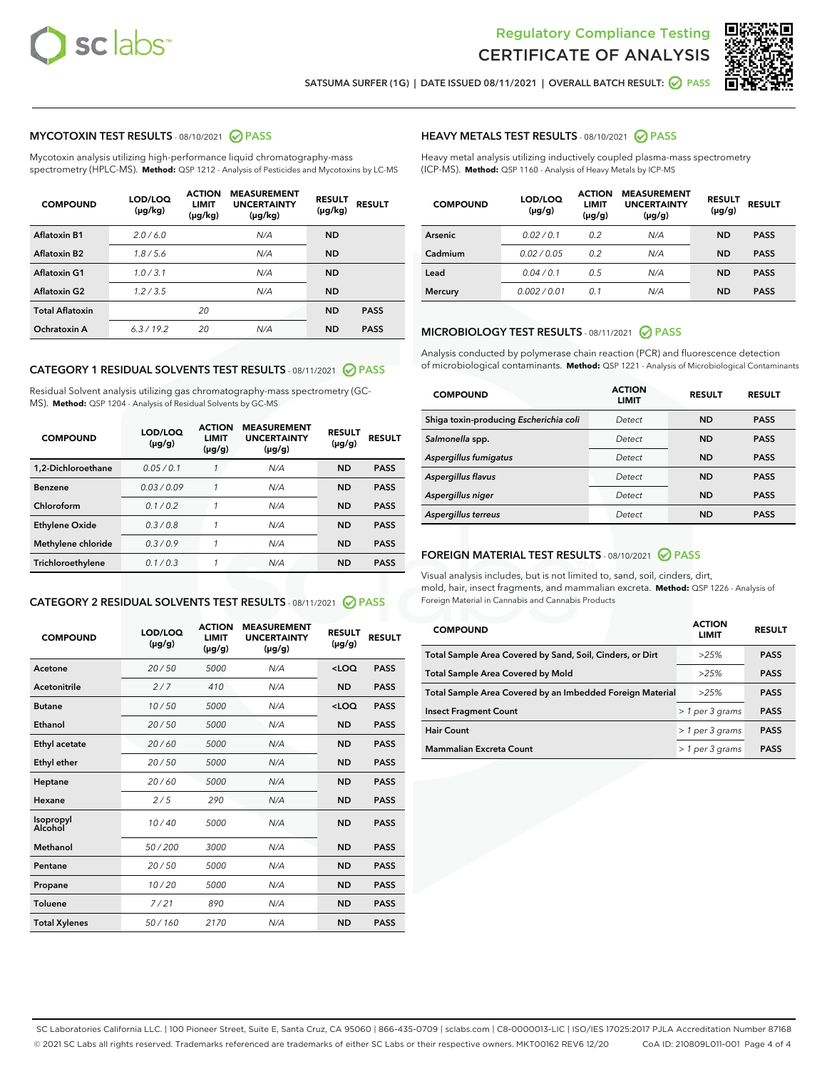Regulatory Compliance Testing
CERTIFICATE OF ANALYSIS

SATSUMA SURFER (1G) | DATE ISSUED 08/11/2021 | OVERALL BATCH RESULT: PASS

## MYCOTOXIN TEST RESULTS - 08/10/2021 PASS

Mycotoxin analysis utilizing high-performance liquid chromatography-mass spectrometry (HPLC-MS). **Method:** QSP 1212 - Analysis of Pesticides and Mycotoxins by LC-MS

| COMPOUND | LOD/LOQ (μg/kg) | ACTION LIMIT (μg/kg) | MEASUREMENT UNCERTAINTY (μg/kg) | RESULT (μg/kg) | RESULT |
|---|---|---|---|---|---|
| Aflatoxin B1 | 2.0 / 6.0 | | N/A | ND | |
| Aflatoxin B2 | 1.8 / 5.6 | | N/A | ND | |
| Aflatoxin G1 | 1.0 / 3.1 | | N/A | ND | |
| Aflatoxin G2 | 1.2 / 3.5 | | N/A | ND | |
| Total Aflatoxin | | 20 | | ND | PASS |
| Ochratoxin A | 6.3 / 19.2 | 20 | N/A | ND | PASS |

## CATEGORY 1 RESIDUAL SOLVENTS TEST RESULTS - 08/11/2021 PASS

Residual Solvent analysis utilizing gas chromatography-mass spectrometry (GC-MS). **Method:** QSP 1204 - Analysis of Residual Solvents by GC-MS

| COMPOUND | LOD/LOQ (μg/g) | ACTION LIMIT (μg/g) | MEASUREMENT UNCERTAINTY (μg/g) | RESULT (μg/g) | RESULT |
|---|---|---|---|---|---|
| 1,2-Dichloroethane | 0.05 / 0.1 | 1 | N/A | ND | PASS |
| Benzene | 0.03 / 0.09 | 1 | N/A | ND | PASS |
| Chloroform | 0.1 / 0.2 | 1 | N/A | ND | PASS |
| Ethylene Oxide | 0.3 / 0.8 | 1 | N/A | ND | PASS |
| Methylene chloride | 0.3 / 0.9 | 1 | N/A | ND | PASS |
| Trichloroethylene | 0.1 / 0.3 | 1 | N/A | ND | PASS |

## CATEGORY 2 RESIDUAL SOLVENTS TEST RESULTS - 08/11/2021 PASS

| COMPOUND | LOD/LOQ (μg/g) | ACTION LIMIT (μg/g) | MEASUREMENT UNCERTAINTY (μg/g) | RESULT (μg/g) | RESULT |
|---|---|---|---|---|---|
| Acetone | 20 / 50 | 5000 | N/A | <LOQ | PASS |
| Acetonitrile | 2 / 7 | 410 | N/A | ND | PASS |
| Butane | 10 / 50 | 5000 | N/A | <LOQ | PASS |
| Ethanol | 20 / 50 | 5000 | N/A | ND | PASS |
| Ethyl acetate | 20 / 60 | 5000 | N/A | ND | PASS |
| Ethyl ether | 20 / 50 | 5000 | N/A | ND | PASS |
| Heptane | 20 / 60 | 5000 | N/A | ND | PASS |
| Hexane | 2 / 5 | 290 | N/A | ND | PASS |
| Isopropyl Alcohol | 10 / 40 | 5000 | N/A | ND | PASS |
| Methanol | 50 / 200 | 3000 | N/A | ND | PASS |
| Pentane | 20 / 50 | 5000 | N/A | ND | PASS |
| Propane | 10 / 20 | 5000 | N/A | ND | PASS |
| Toluene | 7 / 21 | 890 | N/A | ND | PASS |
| Total Xylenes | 50 / 160 | 2170 | N/A | ND | PASS |

## HEAVY METALS TEST RESULTS - 08/10/2021 PASS

Heavy metal analysis utilizing inductively coupled plasma-mass spectrometry (ICP-MS). **Method:** QSP 1160 - Analysis of Heavy Metals by ICP-MS

| COMPOUND | LOD/LOQ (μg/g) | ACTION LIMIT (μg/g) | MEASUREMENT UNCERTAINTY (μg/g) | RESULT (μg/g) | RESULT |
|---|---|---|---|---|---|
| Arsenic | 0.02 / 0.1 | 0.2 | N/A | ND | PASS |
| Cadmium | 0.02 / 0.05 | 0.2 | N/A | ND | PASS |
| Lead | 0.04 / 0.1 | 0.5 | N/A | ND | PASS |
| Mercury | 0.002 / 0.01 | 0.1 | N/A | ND | PASS |

## MICROBIOLOGY TEST RESULTS - 08/11/2021 PASS

Analysis conducted by polymerase chain reaction (PCR) and fluorescence detection of microbiological contaminants. **Method:** QSP 1221 - Analysis of Microbiological Contaminants

| COMPOUND | ACTION LIMIT | RESULT | RESULT |
|---|---|---|---|
| Shiga toxin-producing *Escherichia coli* | Detect | ND | PASS |
| *Salmonella* spp. | Detect | ND | PASS |
| *Aspergillus fumigatus* | Detect | ND | PASS |
| *Aspergillus flavus* | Detect | ND | PASS |
| *Aspergillus niger* | Detect | ND | PASS |
| *Aspergillus terreus* | Detect | ND | PASS |

## FOREIGN MATERIAL TEST RESULTS - 08/10/2021 PASS

Visual analysis includes, but is not limited to, sand, soil, cinders, dirt, mold, hair, insect fragments, and mammalian excreta. **Method:** QSP 1226 - Analysis of Foreign Material in Cannabis and Cannabis Products

| COMPOUND | ACTION LIMIT | RESULT |
|---|---|---|
| Total Sample Area Covered by Sand, Soil, Cinders, or Dirt | >25% | PASS |
| Total Sample Area Covered by Mold | >25% | PASS |
| Total Sample Area Covered by an Imbedded Foreign Material | >25% | PASS |
| Insect Fragment Count | > 1 per 3 grams | PASS |
| Hair Count | > 1 per 3 grams | PASS |
| Mammalian Excreta Count | > 1 per 3 grams | PASS |

SC Laboratories California LLC. | 100 Pioneer Street, Suite E, Santa Cruz, CA 95060 | 866-435-0709 | sclabs.com | C8-0000013-LIC | ISO/IES 17025:2017 PJLA Accreditation Number 87168
© 2021 SC Labs all rights reserved. Trademarks referenced are trademarks of either SC Labs or their respective owners. MKT00162 REV6 12/20 CoA ID: 210809L011-001